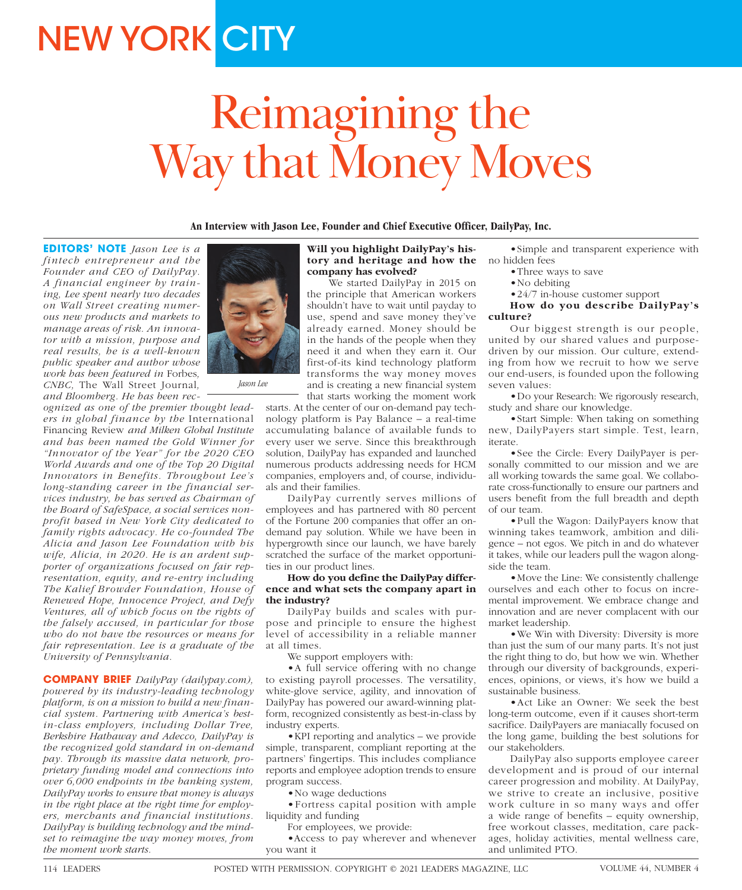# NEW YORK CITY

# Reimagining the Way that Money Moves

**An Interview with Jason Lee, Founder and Chief Executive Officer, DailyPay, Inc.**

**EDITORS' NOTE** *Jason Lee is a fintech entrepreneur and the Founder and CEO of DailyPay. A financial engineer by training, Lee spent nearly two decades on Wall Street creating numerous new products and markets to manage areas of risk. An innovator with a mission, purpose and real results, he is a well-known public speaker and author whose work has been featured in* Forbes, CNBC, The Wall Street Journal, *and Bloomberg. He has been recognized as one of the premier thought leaders in global finance by the* International Financing Review *and Milken Global Institute and has been named the Gold Winner for "Innovator of the Year" for the 2020 CEO World Awards and one of the Top 20 Digital Innovators in Benefits. Throughout Lee's long-standing career in the financial services industry, he has served as Chairman of the Board of SafeSpace, a social services nonprofit based in New York City dedicated to family rights advocacy. He co-founded The Alicia and Jason Lee Foundation with his wife, Alicia, in 2020. He is an ardent supporter of organizations focused on fair representation, equity, and re-entry including The Kalief Browder Foundation, House of Renewed Hope, Innocence Project, and Defy Ventures, all of which focus on the rights of the falsely accused, in particular for those who do not have the resources or means for fair representation. Lee is a graduate of the University of Pennsylvania.*

*Jason Lee*

**COMPANY BRIEF** *DailyPay (dailypay.com), powered by its industry-leading technology platform, is on a mission to build a new financial system. Partnering with America's best-in-class employers, including Dollar Tree, Berkshire Hathaway and Adecco, DailyPay is the recognized gold standard in on-demand pay. Through its massive data network, proprietary funding model and connections into over 6,000 endpoints in the banking system, DailyPay works to ensure that money is always in the right place at the right time for employers, merchants and financial institutions. DailyPay is building technology and the mindset to reimagine the way money moves, from the moment work starts.*

**Will you highlight DailyPay's history and heritage and how the company has evolved?**

We started DailyPay in 2015 on the principle that American workers shouldn't have to wait until payday to use, spend and save money they've already earned. Money should be in the hands of the people when they need it and when they earn it. Our first-of-its kind technology platform transforms the way money moves and is creating a new financial system that starts working the moment work starts. At the center of our on-demand pay technology platform is Pay Balance – a real-time accumulating balance of available funds to every user we serve. Since this breakthrough solution, DailyPay has expanded and launched numerous products addressing needs for HCM companies, employers and, of course, individuals and their families.

DailyPay currently serves millions of employees and has partnered with 80 percent of the Fortune 200 companies that offer an on-demand pay solution. While we have been in hypergrowth since our launch, we have barely scratched the surface of the market opportunities in our product lines.

**How do you define the DailyPay difference and what sets the company apart in the industry?**

DailyPay builds and scales with purpose and principle to ensure the highest level of accessibility in a reliable manner at all times.

We support employers with:

- A full service offering with no change to existing payroll processes. The versatility, white-glove service, agility, and innovation of DailyPay has powered our award-winning platform, recognized consistently as best-in-class by industry experts.
- KPI reporting and analytics – we provide simple, transparent, compliant reporting at the partners' fingertips. This includes compliance reports and employee adoption trends to ensure program success.
- No wage deductions
- Fortress capital position with ample liquidity and funding

For employees, we provide:

- Access to pay wherever and whenever you want it
- Simple and transparent experience with no hidden fees
- Three ways to save
- No debiting
- 24/7 in-house customer support

**How do you describe DailyPay's culture?**

Our biggest strength is our people, united by our shared values and purpose-driven by our mission. Our culture, extending from how we recruit to how we serve our end-users, is founded upon the following seven values:

- Do your Research: We rigorously research, study and share our knowledge.
- Start Simple: When taking on something new, DailyPayers start simple. Test, learn, iterate.
- See the Circle: Every DailyPayer is personally committed to our mission and we are all working towards the same goal. We collaborate cross-functionally to ensure our partners and users benefit from the full breadth and depth of our team.
- Pull the Wagon: DailyPayers know that winning takes teamwork, ambition and diligence – not egos. We pitch in and do whatever it takes, while our leaders pull the wagon alongside the team.
- Move the Line: We consistently challenge ourselves and each other to focus on incremental improvement. We embrace change and innovation and are never complacent with our market leadership.
- We Win with Diversity: Diversity is more than just the sum of our many parts. It's not just the right thing to do, but how we win. Whether through our diversity of backgrounds, experiences, opinions, or views, it's how we build a sustainable business.
- Act Like an Owner: We seek the best long-term outcome, even if it causes short-term sacrifice. DailyPayers are maniacally focused on the long game, building the best solutions for our stakeholders.

DailyPay also supports employee career development and is proud of our internal career progression and mobility. At DailyPay, we strive to create an inclusive, positive work culture in so many ways and offer a wide range of benefits – equity ownership, free workout classes, meditation, care packages, holiday activities, mental wellness care, and unlimited PTO.

POSTED WITH PERMISSION. COPYRIGHT © 2021 LEADERS MAGAZINE, LLC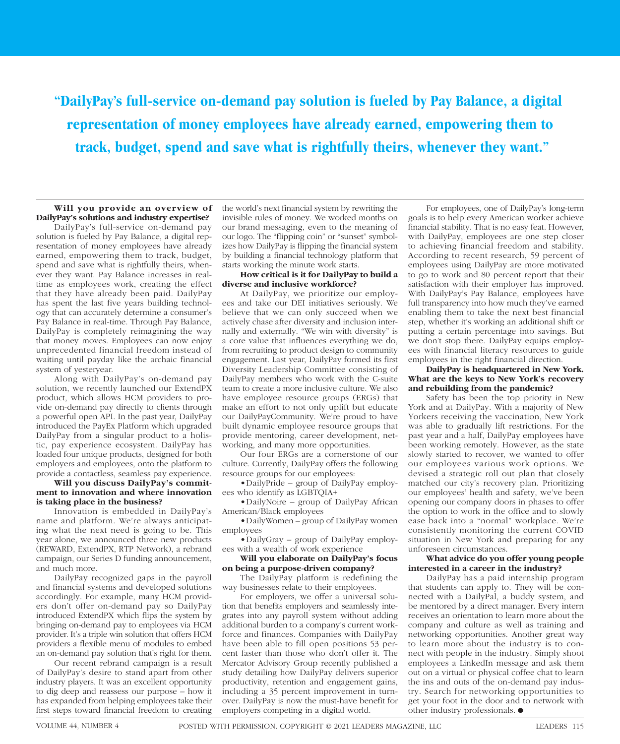**"DailyPay's full-service on-demand pay solution is fueled by Pay Balance, a digital representation of money employees have already earned, empowering them to track, budget, spend and save what is rightfully theirs, whenever they want."**

**Will you provide an overview of DailyPay's solutions and industry expertise?**

DailyPay's full-service on-demand pay solution is fueled by Pay Balance, a digital representation of money employees have already earned, empowering them to track, budget, spend and save what is rightfully theirs, whenever they want. Pay Balance increases in real-time as employees work, creating the effect that they have already been paid. DailyPay has spent the last five years building technology that can accurately determine a consumer's Pay Balance in real-time. Through Pay Balance, DailyPay is completely reimagining the way that money moves. Employees can now enjoy unprecedented financial freedom instead of waiting until payday like the archaic financial system of yesteryear.

Along with DailyPay's on-demand pay solution, we recently launched our ExtendPX product, which allows HCM providers to provide on-demand pay directly to clients through a powerful open API. In the past year, DailyPay introduced the PayEx Platform which upgraded DailyPay from a singular product to a holistic, pay experience ecosystem. DailyPay has loaded four unique products, designed for both employers and employees, onto the platform to provide a contactless, seamless pay experience.

**Will you discuss DailyPay's commitment to innovation and where innovation is taking place in the business?**

Innovation is embedded in DailyPay's name and platform. We're always anticipating what the next need is going to be. This year alone, we announced three new products (REWARD, ExtendPX, RTP Network), a rebrand campaign, our Series D funding announcement, and much more.

DailyPay recognized gaps in the payroll and financial systems and developed solutions accordingly. For example, many HCM providers don't offer on-demand pay so DailyPay introduced ExtendPX which flips the system by bringing on-demand pay to employees via HCM provider. It's a triple win solution that offers HCM providers a flexible menu of modules to embed an on-demand pay solution that's right for them.

Our recent rebrand campaign is a result of DailyPay's desire to stand apart from other industry players. It was an excellent opportunity to dig deep and reassess our purpose – how it has expanded from helping employees take their first steps toward financial freedom to creating the world's next financial system by rewriting the invisible rules of money. We worked months on our brand messaging, even to the meaning of our logo. The "flipping coin" or "sunset" symbolizes how DailyPay is flipping the financial system by building a financial technology platform that starts working the minute work starts.

**How critical is it for DailyPay to build a diverse and inclusive workforce?**

At DailyPay, we prioritize our employees and take our DEI initiatives seriously. We believe that we can only succeed when we actively chase after diversity and inclusion internally and externally. "We win with diversity" is a core value that influences everything we do, from recruiting to product design to community engagement. Last year, DailyPay formed its first Diversity Leadership Committee consisting of DailyPay members who work with the C-suite team to create a more inclusive culture. We also have employee resource groups (ERGs) that make an effort to not only uplift but educate our DailyPayCommunity. We're proud to have built dynamic employee resource groups that provide mentoring, career development, networking, and many more opportunities.

Our four ERGs are a cornerstone of our culture. Currently, DailyPay offers the following resource groups for our employees:

- DailyPride – group of DailyPay employees who identify as LGBTQIA+
- DailyNoire – group of DailyPay African American/Black employees
- DailyWomen – group of DailyPay women employees
- DailyGray – group of DailyPay employees with a wealth of work experience

**Will you elaborate on DailyPay's focus on being a purpose-driven company?**

The DailyPay platform is redefining the way businesses relate to their employees.

For employers, we offer a universal solution that benefits employers and seamlessly integrates into any payroll system without adding additional burden to a company's current workforce and finances. Companies with DailyPay have been able to fill open positions 53 percent faster than those who don't offer it. The Mercator Advisory Group recently published a study detailing how DailyPay delivers superior productivity, retention and engagement gains, including a 35 percent improvement in turnover. DailyPay is now the must-have benefit for employers competing in a digital world.

For employees, one of DailyPay's long-term goals is to help every American worker achieve financial stability. That is no easy feat. However, with DailyPay, employees are one step closer to achieving financial freedom and stability. According to recent research, 59 percent of employees using DailyPay are more motivated to go to work and 80 percent report that their satisfaction with their employer has improved. With DailyPay's Pay Balance, employees have full transparency into how much they've earned enabling them to take the next best financial step, whether it's working an additional shift or putting a certain percentage into savings. But we don't stop there. DailyPay equips employees with financial literacy resources to guide employees in the right financial direction.

**DailyPay is headquartered in New York. What are the keys to New York's recovery and rebuilding from the pandemic?**

Safety has been the top priority in New York and at DailyPay. With a majority of New Yorkers receiving the vaccination, New York was able to gradually lift restrictions. For the past year and a half, DailyPay employees have been working remotely. However, as the state slowly started to recover, we wanted to offer our employees various work options. We devised a strategic roll out plan that closely matched our city's recovery plan. Prioritizing our employees' health and safety, we've been opening our company doors in phases to offer the option to work in the office and to slowly ease back into a "normal" workplace. We're consistently monitoring the current COVID situation in New York and preparing for any unforeseen circumstances.

**What advice do you offer young people interested in a career in the industry?**

DailyPay has a paid internship program that students can apply to. They will be connected with a DailyPal, a buddy system, and be mentored by a direct manager. Every intern receives an orientation to learn more about the company and culture as well as training and networking opportunities. Another great way to learn more about the industry is to connect with people in the industry. Simply shoot employees a LinkedIn message and ask them out on a virtual or physical coffee chat to learn the ins and outs of the on-demand pay industry. Search for networking opportunities to get your foot in the door and to network with other industry professionals. ●

POSTED WITH PERMISSION. COPYRIGHT © 2021 LEADERS MAGAZINE, LLC